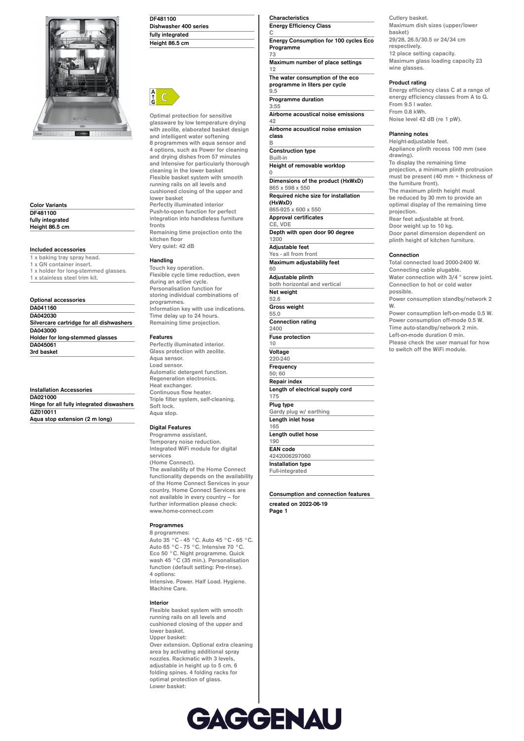**DF481100**
**Dishwasher 400 series**
**fully integrated**
**Height 86.5 cm**

A ↑ G C

Optimal protection for sensitive glassware by low temperature drying with zeolite, elaborated basket design and intelligent water softening
8 programmes with aqua sensor and 4 options, such as Power for cleaning and drying dishes from 57 minutes and Intensive for particularly thorough cleaning in the lower basket
Flexible basket system with smooth running rails on all levels and cushioned closing of the upper and lower basket
Perfectly illuminated interior
Push-to-open function for perfect integration into handleless furniture fronts
Remaining time projection onto the kitchen floor
Very quiet: 42 dB

### Color Variants

**DF481100**
**fully integrated**
**Height 86.5 cm**

### Included accessories

1 x baking tray spray head.
1 x GN container insert.
1 x holder for long-stemmed glasses.
1 x stainless steel trim kit.

### Optional accessories

**DA041160**
**DA042030**
**Silvercare cartridge for all dishwashers**
**DA043000**
**Holder for long-stemmed glasses**
**DA045061**
**3rd basket**

### Installation Accessories

**DA021000**
**Hinge for all fully integrated diswashers**
**GZ010011**
**Aqua stop extension (2 m long)**

### Handling

Touch key operation.
Flexible cycle time reduction, even during an active cycle.
Personalisation function for storing individual combinations of programmes.
Information key with use indications.
Time delay up to 24 hours.
Remaining time projection.

### Features

Perfectly illuminated interior.
Glass protection with zeolite.
Aqua sensor.
Load sensor.
Automatic detergent function.
Regeneration electronics.
Heat exchanger.
Continuous flow heater.
Triple filter system, self-cleaning.
Soft lock.
Aqua stop.

### Digital Features

Programme assistant.
Temporary noise reduction.
Integrated WiFi module for digital services
(Home Connect).
The availability of the Home Connect functionality depends on the availability of the Home Connect Services in your country. Home Connect Services are not available in every country – for further information please check: www.home-connect.com

### Programmes

8 programmes:
Auto 35 °C - 45 °C. Auto 45 °C - 65 °C. Auto 65 °C - 75 °C. Intensive 70 °C. Eco 50 °C. Night programme. Quick wash 45 °C (35 min.). Personalisation function (default setting: Pre-rinse).
4 options:
Intensive. Power. Half Load. Hygiene. Machine Care.

### Interior

Flexible basket system with smooth running rails on all levels and cushioned closing of the upper and lower basket.
Upper basket:
Over extension. Optional extra cleaning area by activating additional spray nozzles. Rackmatic with 3 levels, adjustable in height up to 5 cm. 6 folding spines. 4 folding racks for optimal protection of glass.
Lower basket:

### Characteristics

**Energy Efficiency Class**
C
**Energy Consumption for 100 cycles Eco Programme**
73
**Maximum number of place settings**
12
**The water consumption of the eco programme in liters per cycle**
9.5
**Programme duration**
3:55
**Airborne acoustical noise emissions**
42
**Airborne acoustical noise emission class**
B
**Construction type**
Built-in
**Height of removable worktop**
0
**Dimensions of the product (HxWxD)**
865 x 598 x 550
**Required niche size for installation (HxWxD)**
865-925 x 600 x 550
**Approval certificates**
CE, VDE
**Depth with open door 90 degree**
1200
**Adjustable feet**
Yes - all from front
**Maximum adjustability feet**
60
**Adjustable plinth**
both horizontal and vertical
**Net weight**
52.6
**Gross weight**
55.0
**Connection rating**
2400
**Fuse protection**
10
**Voltage**
220-240
**Frequency**
50; 60
**Repair index**
**Length of electrical supply cord**
175
**Plug type**
Gardy plug w/ earthing
**Length inlet hose**
165
**Length outlet hose**
190
**EAN code**
4242006297060
**Installation type**
Full-integrated

**Consumption and connection features**

created on 2022-06-19

Cutlery basket.
Maximum dish sizes (upper/lower basket)
29/28, 26.5/30.5 or 24/34 cm respectively.
12 place setting capacity.
Maximum glass loading capacity 23 wine glasses.

### Product rating

Energy efficiency class C at a range of energy efficiency classes from A to G.
From 9.5 l water.
From 0.8 kWh.
Noise level 42 dB (re 1 pW).

### Planning notes

Height-adjustable feet.
Appliance plinth recess 100 mm (see drawing).
To display the remaining time projection, a minimum plinth protrusion must be present (40 mm + thickness of the furniture front).
The maximum plinth height must be reduced by 30 mm to provide an optimal display of the remaining time projection.
Rear feet adjustable at front.
Door weight up to 10 kg.
Door panel dimension dependent on plinth height of kitchen furniture.

### Connection

Total connected load 2000-2400 W.
Connecting cable plugable.
Water connection with 3/4 " screw joint.
Connection to hot or cold water possible.
Power consumption standby/network 2 W.
Power consumption left-on-mode 0.5 W.
Power consumption off-mode 0.5 W.
Time auto-standby/network 2 min.
Left-on-mode duration 0 min.
Please check the user manual for how to switch off the WiFi module.

GAGGENAU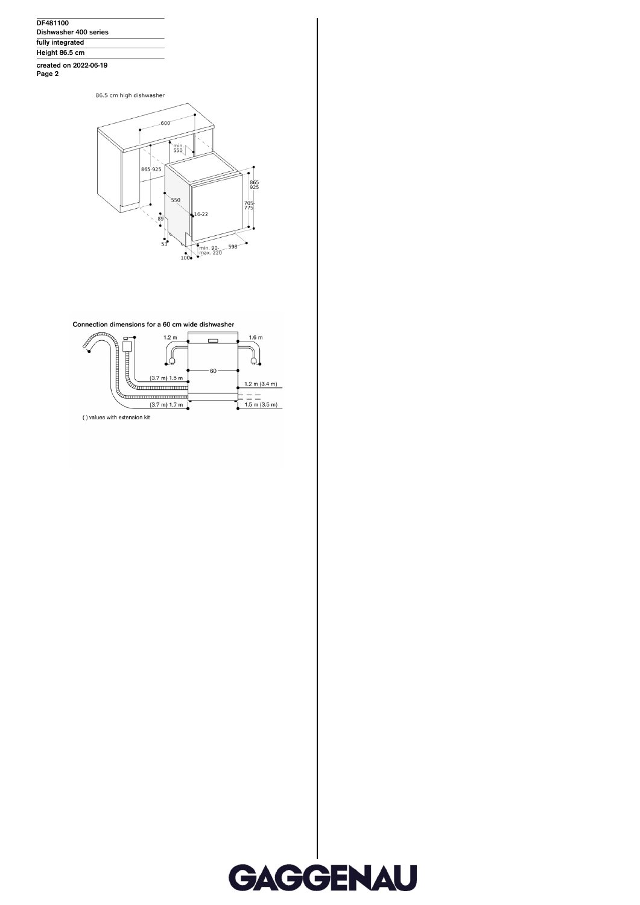DF481100
Dishwasher 400 series

fully integrated

Height 86.5 cm

created on 2022-06-19

86.5 cm high dishwasher

600
min. 550
865-925
550
89
53
100
16-22
min. 90-
max. 220
598
865
925
705-
775

Connection dimensions for a 60 cm wide dishwasher

1.2 m
1.6 m
60
(3.7 m) 1.5 m
(3.7 m) 1.7 m
1.2 m (3.4 m)
1.5 m (3.5 m)

( ) values with extension kit